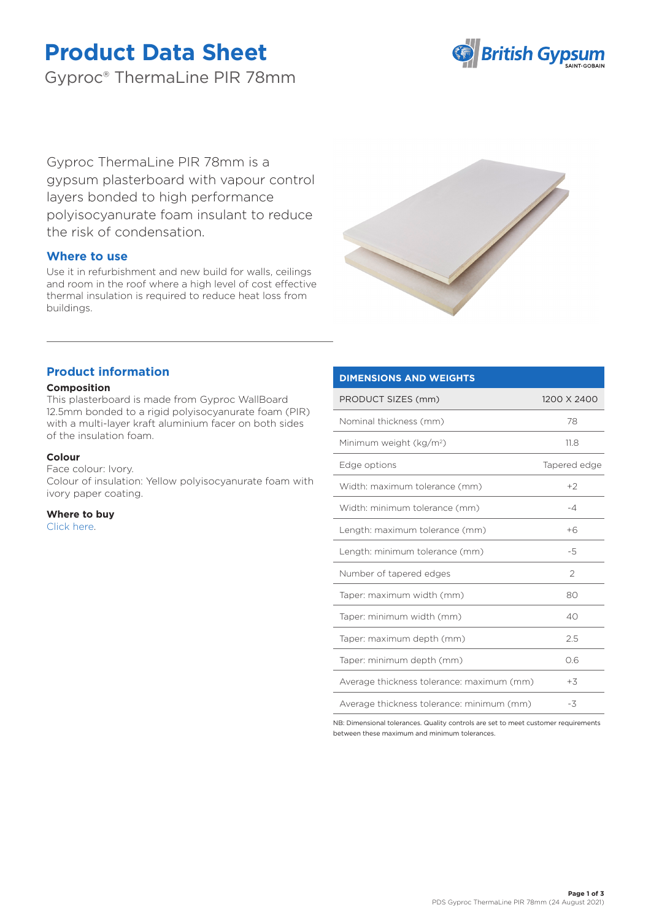# Product Data Sheet

Gyproc® ThermaLine PIR 78mm

Gyproc ThermaLine PIR 78mm is a gypsum plasterboard with vapour control layers bonded to high performance polyisocyanurate foam insulant to reduce the risk of condensation.

## Where to use

Use it in refurbishment and new build for walls, ceilings and room in the roof where a high level of cost effective thermal insulation is required to reduce heat loss from buildings.

## Product information

**Composition**

This plasterboard is made from Gyproc WallBoard 12.5mm bonded to a rigid polyisocyanurate foam (PIR) with a multi-layer kraft aluminium facer on both sides of the insulation foam.

**Colour**

Face colour: Ivory.
Colour of insulation: Yellow polyisocyanurate foam with ivory paper coating.

**Where to buy**

Click here.

| DIMENSIONS AND WEIGHTS | |
|---|---|
| PRODUCT SIZES (mm) | 1200 X 2400 |
| Nominal thickness (mm) | 78 |
| Minimum weight (kg/m²) | 11.8 |
| Edge options | Tapered edge |
| Width: maximum tolerance (mm) | +2 |
| Width: minimum tolerance (mm) | -4 |
| Length: maximum tolerance (mm) | +6 |
| Length: minimum tolerance (mm) | -5 |
| Number of tapered edges | 2 |
| Taper: maximum width (mm) | 80 |
| Taper: minimum width (mm) | 40 |
| Taper: maximum depth (mm) | 2.5 |
| Taper: minimum depth (mm) | 0.6 |
| Average thickness tolerance: maximum (mm) | +3 |
| Average thickness tolerance: minimum (mm) | -3 |

NB: Dimensional tolerances. Quality controls are set to meet customer requirements between these maximum and minimum tolerances.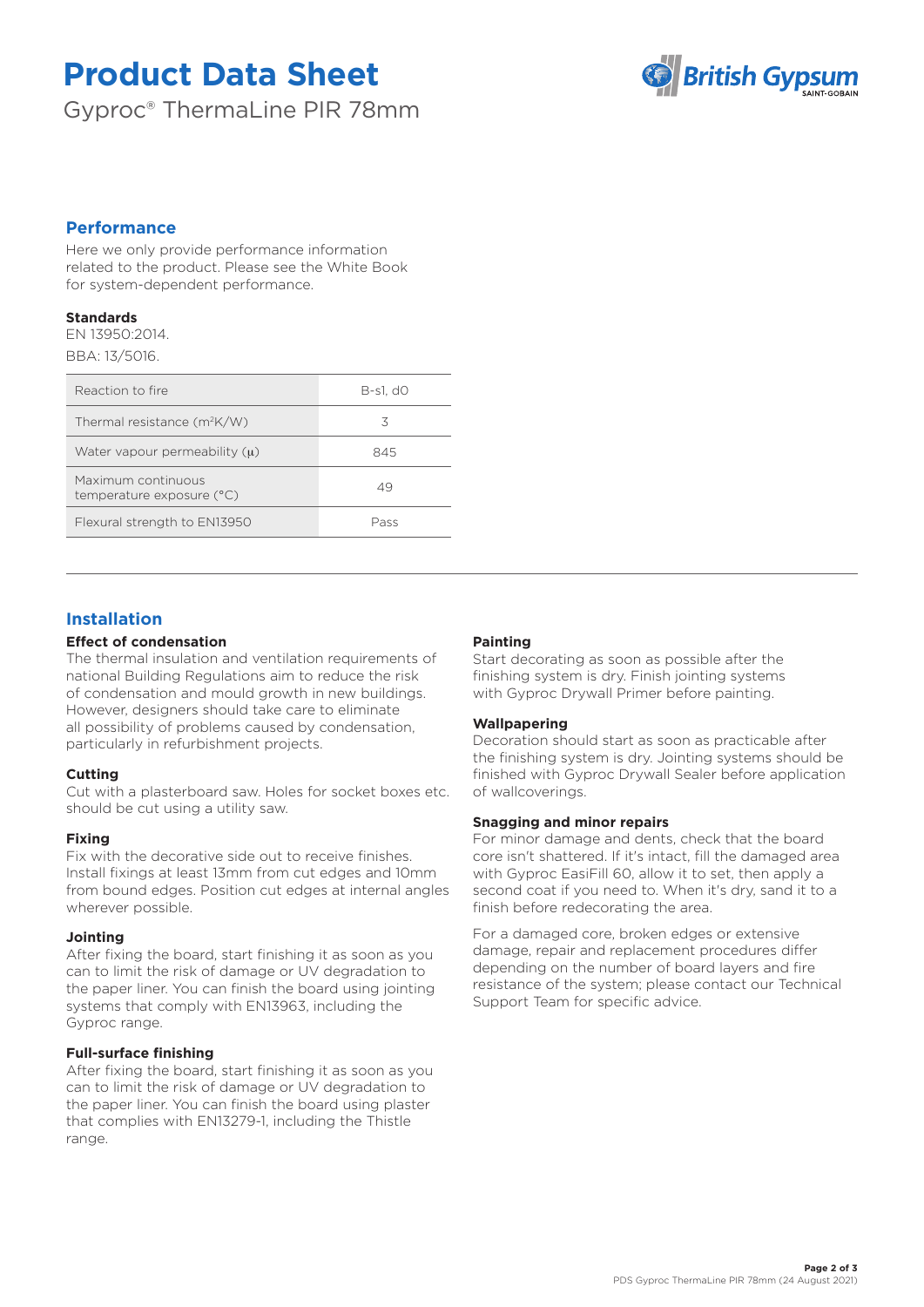# Product Data Sheet

Gyproc® ThermaLine PIR 78mm

## Performance

Here we only provide performance information related to the product. Please see the White Book for system-dependent performance.

### Standards

EN 13950:2014.

BBA: 13/5016.

| Property | Value |
| --- | --- |
| Reaction to fire | B-s1, d0 |
| Thermal resistance ($m^2K/W$) | 3 |
| Water vapour permeability ($\mu$) | 845 |
| Maximum continuous temperature exposure (°C) | 49 |
| Flexural strength to EN13950 | Pass |

## Installation

### Effect of condensation

The thermal insulation and ventilation requirements of national Building Regulations aim to reduce the risk of condensation and mould growth in new buildings. However, designers should take care to eliminate all possibility of problems caused by condensation, particularly in refurbishment projects.

### Cutting

Cut with a plasterboard saw. Holes for socket boxes etc. should be cut using a utility saw.

### Fixing

Fix with the decorative side out to receive finishes. Install fixings at least 13mm from cut edges and 10mm from bound edges. Position cut edges at internal angles wherever possible.

### Jointing

After fixing the board, start finishing it as soon as you can to limit the risk of damage or UV degradation to the paper liner. You can finish the board using jointing systems that comply with EN13963, including the Gyproc range.

### Full-surface finishing

After fixing the board, start finishing it as soon as you can to limit the risk of damage or UV degradation to the paper liner. You can finish the board using plaster that complies with EN13279-1, including the Thistle range.

### Painting

Start decorating as soon as possible after the finishing system is dry. Finish jointing systems with Gyproc Drywall Primer before painting.

### Wallpapering

Decoration should start as soon as practicable after the finishing system is dry. Jointing systems should be finished with Gyproc Drywall Sealer before application of wallcoverings.

### Snagging and minor repairs

For minor damage and dents, check that the board core isn't shattered. If it's intact, fill the damaged area with Gyproc EasiFill 60, allow it to set, then apply a second coat if you need to. When it's dry, sand it to a finish before redecorating the area.

For a damaged core, broken edges or extensive damage, repair and replacement procedures differ depending on the number of board layers and fire resistance of the system; please contact our Technical Support Team for specific advice.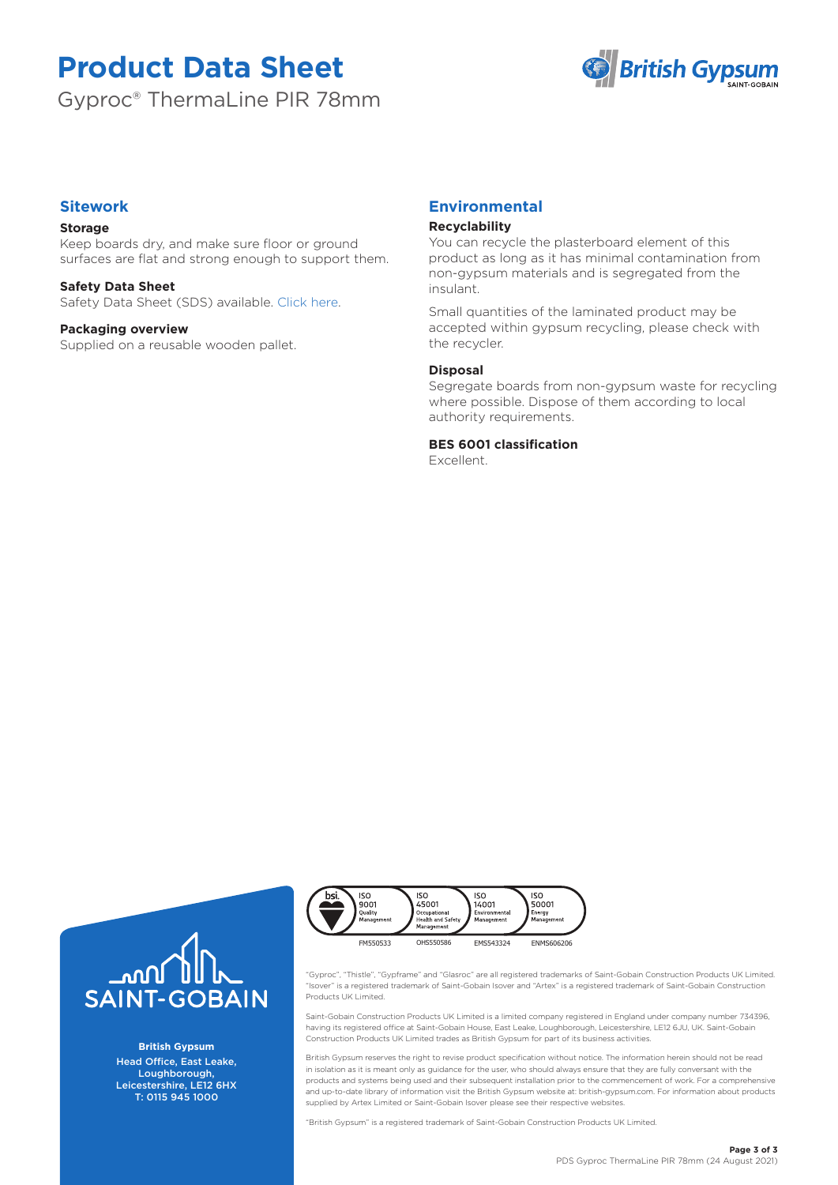## Sitework

**Storage**
Keep boards dry, and make sure floor or ground surfaces are flat and strong enough to support them.

**Safety Data Sheet**
Safety Data Sheet (SDS) available. Click here.

**Packaging overview**
Supplied on a reusable wooden pallet.

## Environmental

**Recyclability**
You can recycle the plasterboard element of this product as long as it has minimal contamination from non-gypsum materials and is segregated from the insulant.

Small quantities of the laminated product may be accepted within gypsum recycling, please check with the recycler.

**Disposal**
Segregate boards from non-gypsum waste for recycling where possible. Dispose of them according to local authority requirements.

**BES 6001 classification**
Excellent.

SAINT-GOBAIN

**British Gypsum**
Head Office, East Leake, Loughborough, Leicestershire, LE12 6HX
T: 0115 945 1000

bsi. ISO 9001 Quality Management FM550533 | ISO 45001 Occupational Health and Safety Management OHS550586 | ISO 14001 Environmental Management EMS543324 | ISO 50001 Energy Management ENMS606206

"Gyproc", "Thistle", "Gypframe" and "Glasroc" are all registered trademarks of Saint-Gobain Construction Products UK Limited. "Isover" is a registered trademark of Saint-Gobain Isover and "Artex" is a registered trademark of Saint-Gobain Construction Products UK Limited.

Saint-Gobain Construction Products UK Limited is a limited company registered in England under company number 734396, having its registered office at Saint-Gobain House, East Leake, Loughborough, Leicestershire, LE12 6JU, UK. Saint-Gobain Construction Products UK Limited trades as British Gypsum for part of its business activities.

British Gypsum reserves the right to revise product specification without notice. The information herein should not be read in isolation as it is meant only as guidance for the user, who should always ensure that they are fully conversant with the products and systems being used and their subsequent installation prior to the commencement of work. For a comprehensive and up-to-date library of information visit the British Gypsum website at: british-gypsum.com. For information about products supplied by Artex Limited or Saint-Gobain Isover please see their respective websites.

"British Gypsum" is a registered trademark of Saint-Gobain Construction Products UK Limited.

PDS Gyproc ThermaLine PIR 78mm (24 August 2021)